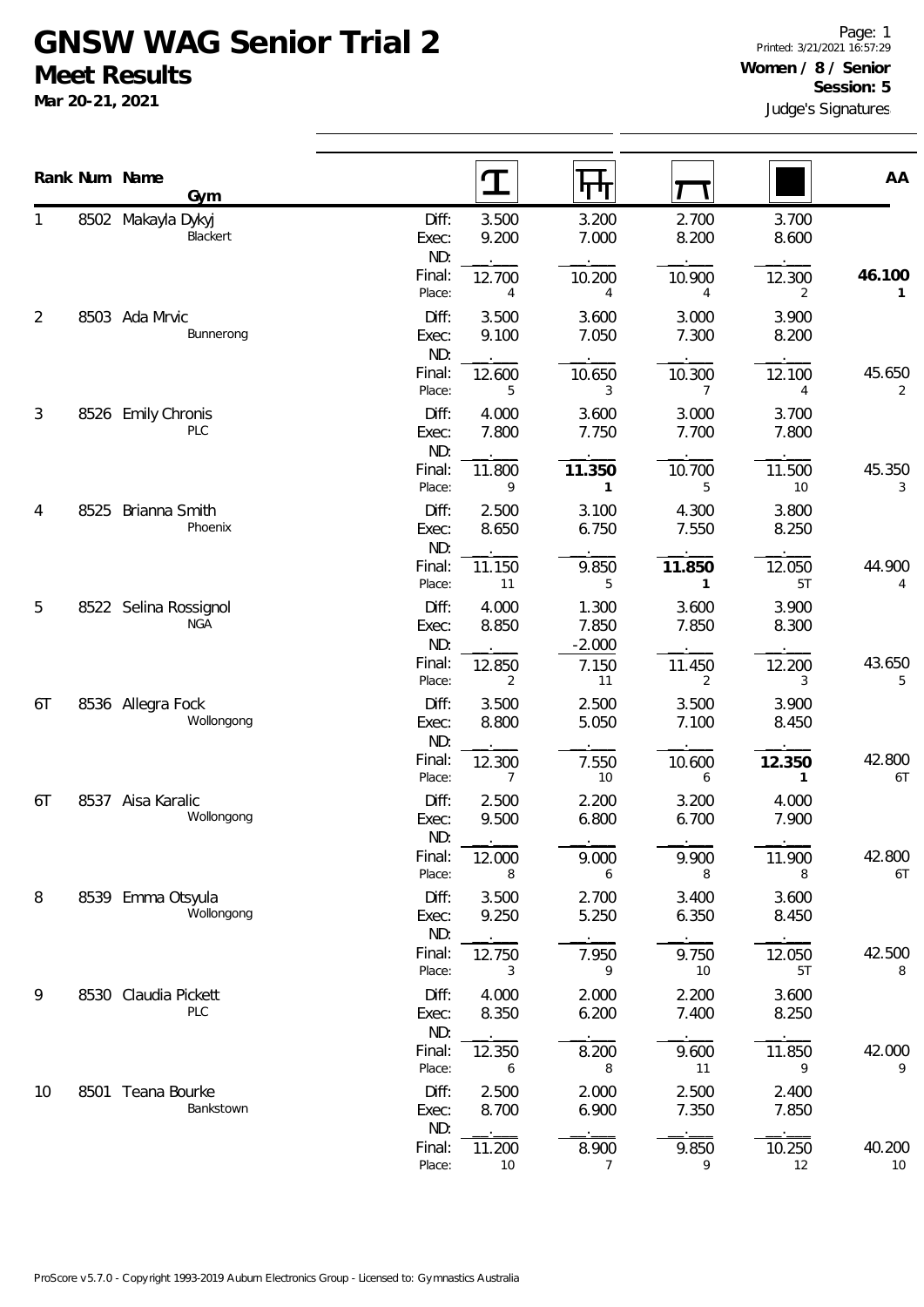# GNSW WAG Senior Trial 2

## Meet Results

**Mar 20-21, 2021**

**Women / 8 / Senior**
**Session: 5**
Judge's Signatures

| Rank | Num | Name / Gym | | Vault | Bars | Beam | Floor | AA |
|---|---|---|---|---|---|---|---|---|
| 1 | 8502 | Makayla Dykyj<br>Blackert | Diff: | 3.500 | 3.200 | 2.700 | 3.700 | |
| | | | Exec: | 9.200 | 7.000 | 8.200 | 8.600 | |
| | | | ND: | . | . | . | . | |
| | | | Final: | 12.700 | 10.200 | 10.900 | 12.300 | **46.100** |
| | | | Place: | 4 | 4 | 4 | 2 | **1** |
| 2 | 8503 | Ada Mrvic<br>Bunnerong | Diff: | 3.500 | 3.600 | 3.000 | 3.900 | |
| | | | Exec: | 9.100 | 7.050 | 7.300 | 8.200 | |
| | | | ND: | . | . | . | . | |
| | | | Final: | 12.600 | 10.650 | 10.300 | 12.100 | 45.650 |
| | | | Place: | 5 | 3 | 7 | 4 | 2 |
| 3 | 8526 | Emily Chronis<br>PLC | Diff: | 4.000 | 3.600 | 3.000 | 3.700 | |
| | | | Exec: | 7.800 | 7.750 | 7.700 | 7.800 | |
| | | | ND: | . | . | . | . | |
| | | | Final: | 11.800 | **11.350** | 10.700 | 11.500 | 45.350 |
| | | | Place: | 9 | **1** | 5 | 10 | 3 |
| 4 | 8525 | Brianna Smith<br>Phoenix | Diff: | 2.500 | 3.100 | 4.300 | 3.800 | |
| | | | Exec: | 8.650 | 6.750 | 7.550 | 8.250 | |
| | | | ND: | . | . | . | . | |
| | | | Final: | 11.150 | 9.850 | **11.850** | 12.050 | 44.900 |
| | | | Place: | 11 | 5 | **1** | 5T | 4 |
| 5 | 8522 | Selina Rossignol<br>NGA | Diff: | 4.000 | 1.300 | 3.600 | 3.900 | |
| | | | Exec: | 8.850 | 7.850 | 7.850 | 8.300 | |
| | | | ND: | . | -2.000 | . | . | |
| | | | Final: | 12.850 | 7.150 | 11.450 | 12.200 | 43.650 |
| | | | Place: | 2 | 11 | 2 | 3 | 5 |
| 6T | 8536 | Allegra Fock<br>Wollongong | Diff: | 3.500 | 2.500 | 3.500 | 3.900 | |
| | | | Exec: | 8.800 | 5.050 | 7.100 | 8.450 | |
| | | | ND: | . | . | . | . | |
| | | | Final: | 12.300 | 7.550 | 10.600 | **12.350** | 42.800 |
| | | | Place: | 7 | 10 | 6 | **1** | 6T |
| 6T | 8537 | Aisa Karalic<br>Wollongong | Diff: | 2.500 | 2.200 | 3.200 | 4.000 | |
| | | | Exec: | 9.500 | 6.800 | 6.700 | 7.900 | |
| | | | ND: | . | . | . | . | |
| | | | Final: | 12.000 | 9.000 | 9.900 | 11.900 | 42.800 |
| | | | Place: | 8 | 6 | 8 | 8 | 6T |
| 8 | 8539 | Emma Otsyula<br>Wollongong | Diff: | 3.500 | 2.700 | 3.400 | 3.600 | |
| | | | Exec: | 9.250 | 5.250 | 6.350 | 8.450 | |
| | | | ND: | . | . | . | . | |
| | | | Final: | 12.750 | 7.950 | 9.750 | 12.050 | 42.500 |
| | | | Place: | 3 | 9 | 10 | 5T | 8 |
| 9 | 8530 | Claudia Pickett<br>PLC | Diff: | 4.000 | 2.000 | 2.200 | 3.600 | |
| | | | Exec: | 8.350 | 6.200 | 7.400 | 8.250 | |
| | | | ND: | . | . | . | . | |
| | | | Final: | 12.350 | 8.200 | 9.600 | 11.850 | 42.000 |
| | | | Place: | 6 | 8 | 11 | 9 | 9 |
| 10 | 8501 | Teana Bourke<br>Bankstown | Diff: | 2.500 | 2.000 | 2.500 | 2.400 | |
| | | | Exec: | 8.700 | 6.900 | 7.350 | 7.850 | |
| | | | ND: | . | . | . | . | |
| | | | Final: | 11.200 | 8.900 | 9.850 | 10.250 | 40.200 |
| | | | Place: | 10 | 7 | 9 | 12 | 10 |

ProScore v5.7.0 - Copyright 1993-2019 Auburn Electronics Group - Licensed to: Gymnastics Australia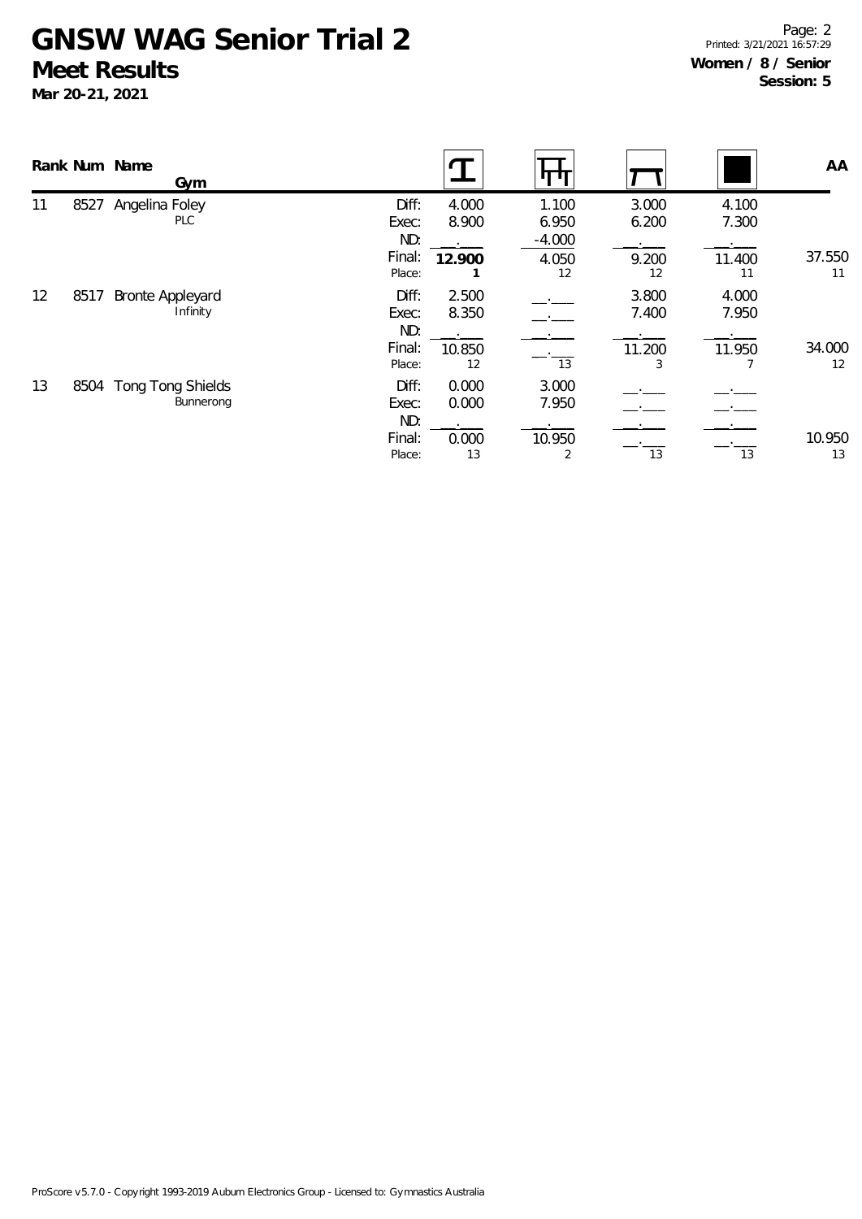# GNSW WAG Senior Trial 2

## Meet Results

**Mar 20-21, 2021**

Printed: 3/21/2021 16:57:29

**Women / 8 / Senior**
**Session: 5**

| Rank | Num | Name / Gym | | Vault | Bars | Beam | Floor | AA |
|---|---|---|---|---|---|---|---|---|
| 11 | 8527 | Angelina Foley | Diff: | 4.000 | 1.100 | 3.000 | 4.100 | |
| | | PLC | Exec: | 8.900 | 6.950 | 6.200 | 7.300 | |
| | | | ND: | __.___ | -4.000 | __.___ | __.___ | |
| | | | Final: | **12.900** | 4.050 | 9.200 | 11.400 | 37.550 |
| | | | Place: | **1** | 12 | 12 | 11 | 11 |
| 12 | 8517 | Bronte Appleyard | Diff: | 2.500 | __.___ | 3.800 | 4.000 | |
| | | Infinity | Exec: | 8.350 | __.___ | 7.400 | 7.950 | |
| | | | ND: | __.___ | __.___ | __.___ | __.___ | |
| | | | Final: | 10.850 | __.___ | 11.200 | 11.950 | 34.000 |
| | | | Place: | 12 | 13 | 3 | 7 | 12 |
| 13 | 8504 | Tong Tong Shields | Diff: | 0.000 | 3.000 | __.___ | __.___ | |
| | | Bunnerong | Exec: | 0.000 | 7.950 | __.___ | __.___ | |
| | | | ND: | __.___ | __.___ | __.___ | __.___ | |
| | | | Final: | 0.000 | 10.950 | __.___ | __.___ | 10.950 |
| | | | Place: | 13 | 2 | 13 | 13 | 13 |

ProScore v5.7.0 - Copyright 1993-2019 Auburn Electronics Group - Licensed to: Gymnastics Australia